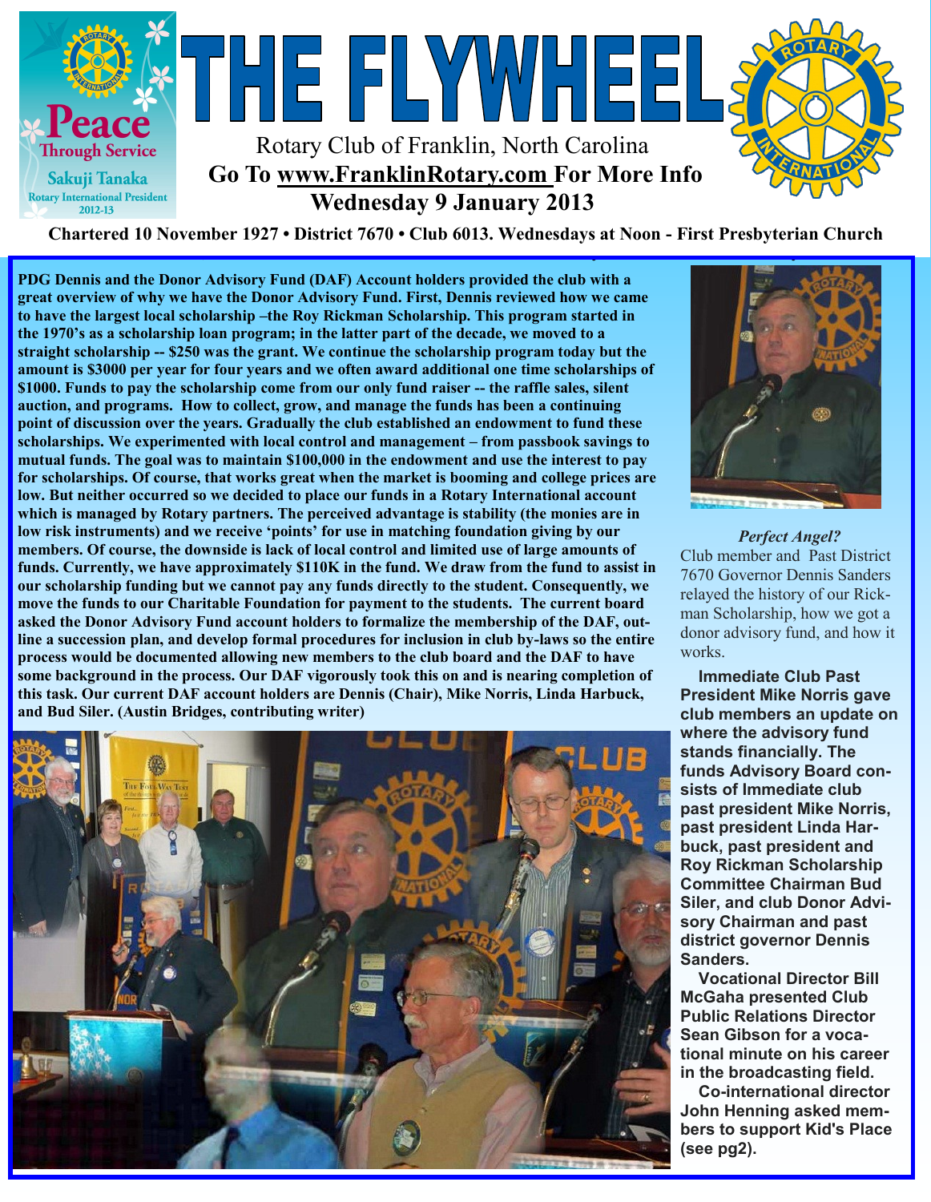# THE FLYWHEEL

Peace Through Service
Sakuji Tanaka
Rotary International President 2012-13

Rotary Club of Franklin, North Carolina

**Go To www.FranklinRotary.com For More Info**

**Wednesday 9 January 2013**

**Chartered 10 November 1927 • District 7670 • Club 6013. Wednesdays at Noon - First Presbyterian Church**

**PDG Dennis and the Donor Advisory Fund (DAF) Account holders provided the club with a great overview of why we have the Donor Advisory Fund. First, Dennis reviewed how we came to have the largest local scholarship –the Roy Rickman Scholarship. This program started in the 1970's as a scholarship loan program; in the latter part of the decade, we moved to a straight scholarship -- $250 was the grant. We continue the scholarship program today but the amount is $3000 per year for four years and we often award additional one time scholarships of $1000. Funds to pay the scholarship come from our only fund raiser -- the raffle sales, silent auction, and programs. How to collect, grow, and manage the funds has been a continuing point of discussion over the years. Gradually the club established an endowment to fund these scholarships. We experimented with local control and management – from passbook savings to mutual funds. The goal was to maintain $100,000 in the endowment and use the interest to pay for scholarships. Of course, that works great when the market is booming and college prices are low. But neither occurred so we decided to place our funds in a Rotary International account which is managed by Rotary partners. The perceived advantage is stability (the monies are in low risk instruments) and we receive 'points' for use in matching foundation giving by our members. Of course, the downside is lack of local control and limited use of large amounts of funds. Currently, we have approximately $110K in the fund. We draw from the fund to assist in our scholarship funding but we cannot pay any funds directly to the student. Consequently, we move the funds to our Charitable Foundation for payment to the students. The current board asked the Donor Advisory Fund account holders to formalize the membership of the DAF, outline a succession plan, and develop formal procedures for inclusion in club by-laws so the entire process would be documented allowing new members to the club board and the DAF to have some background in the process. Our DAF vigorously took this on and is nearing completion of this task. Our current DAF account holders are Dennis (Chair), Mike Norris, Linda Harbuck, and Bud Siler. (Austin Bridges, contributing writer)**

*Perfect Angel?*

Club member and Past District 7670 Governor Dennis Sanders relayed the history of our Rickman Scholarship, how we got a donor advisory fund, and how it works.

**Immediate Club Past President Mike Norris gave club members an update on where the advisory fund stands financially. The funds Advisory Board consists of Immediate club past president Mike Norris, past president Linda Harbuck, past president and Roy Rickman Scholarship Committee Chairman Bud Siler, and club Donor Advisory Chairman and past district governor Dennis Sanders.**

**Vocational Director Bill McGaha presented Club Public Relations Director Sean Gibson for a vocational minute on his career in the broadcasting field.**

**Co-international director John Henning asked members to support Kid's Place (see pg2).**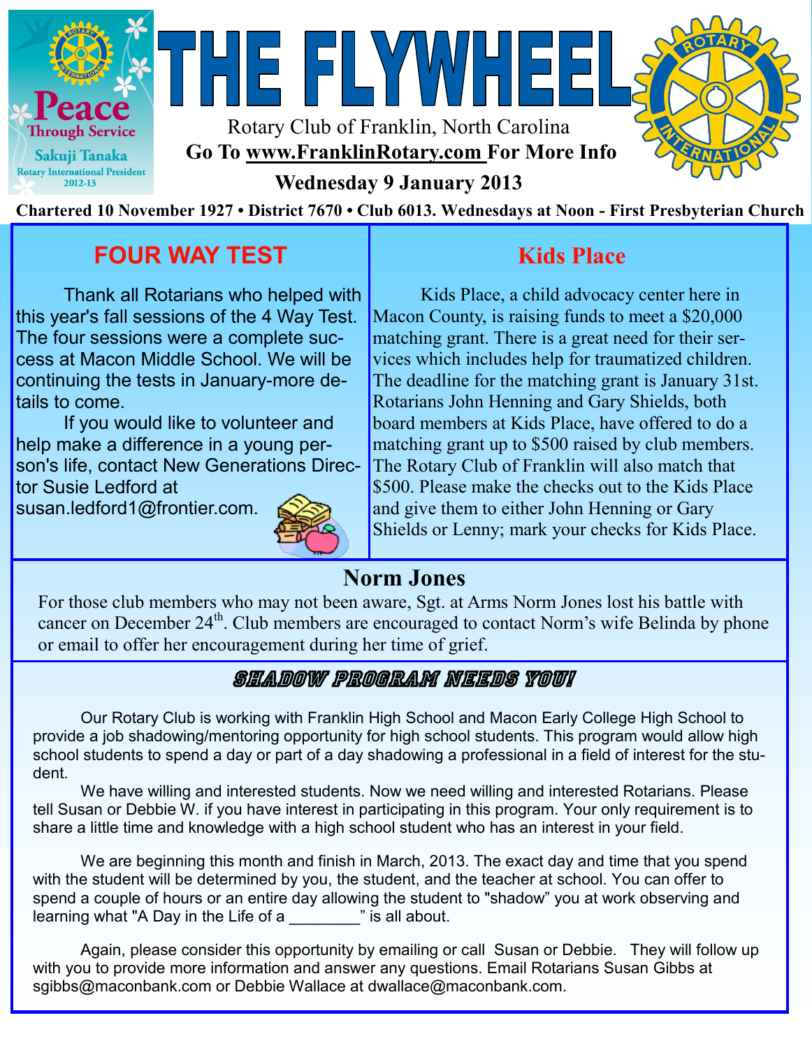# THE FLYWHEEL

Rotary Club of Franklin, North Carolina

**Go To www.FranklinRotary.com For More Info**

**Wednesday 9 January 2013**

**Chartered 10 November 1927 • District 7670 • Club 6013. Wednesdays at Noon - First Presbyterian Church**

Peace Through Service — Sakuji Tanaka, Rotary International President 2012-13

## FOUR WAY TEST

Thank all Rotarians who helped with this year's fall sessions of the 4 Way Test. The four sessions were a complete success at Macon Middle School. We will be continuing the tests in January-more details to come.

If you would like to volunteer and help make a difference in a young person's life, contact New Generations Director Susie Ledford at susan.ledford1@frontier.com.

## Kids Place

Kids Place, a child advocacy center here in Macon County, is raising funds to meet a $20,000 matching grant. There is a great need for their services which includes help for traumatized children. The deadline for the matching grant is January 31st. Rotarians John Henning and Gary Shields, both board members at Kids Place, have offered to do a matching grant up to $500 raised by club members. The Rotary Club of Franklin will also match that $500. Please make the checks out to the Kids Place and give them to either John Henning or Gary Shields or Lenny; mark your checks for Kids Place.

## Norm Jones

For those club members who may not been aware, Sgt. at Arms Norm Jones lost his battle with cancer on December 24th. Club members are encouraged to contact Norm's wife Belinda by phone or email to offer her encouragement during her time of grief.

## SHADOW PROGRAM NEEDS YOU!

Our Rotary Club is working with Franklin High School and Macon Early College High School to provide a job shadowing/mentoring opportunity for high school students. This program would allow high school students to spend a day or part of a day shadowing a professional in a field of interest for the student.

We have willing and interested students. Now we need willing and interested Rotarians. Please tell Susan or Debbie W. if you have interest in participating in this program. Your only requirement is to share a little time and knowledge with a high school student who has an interest in your field.

We are beginning this month and finish in March, 2013. The exact day and time that you spend with the student will be determined by you, the student, and the teacher at school. You can offer to spend a couple of hours or an entire day allowing the student to "shadow" you at work observing and learning what "A Day in the Life of a ________" is all about.

Again, please consider this opportunity by emailing or call Susan or Debbie. They will follow up with you to provide more information and answer any questions. Email Rotarians Susan Gibbs at sgibbs@maconbank.com or Debbie Wallace at dwallace@maconbank.com.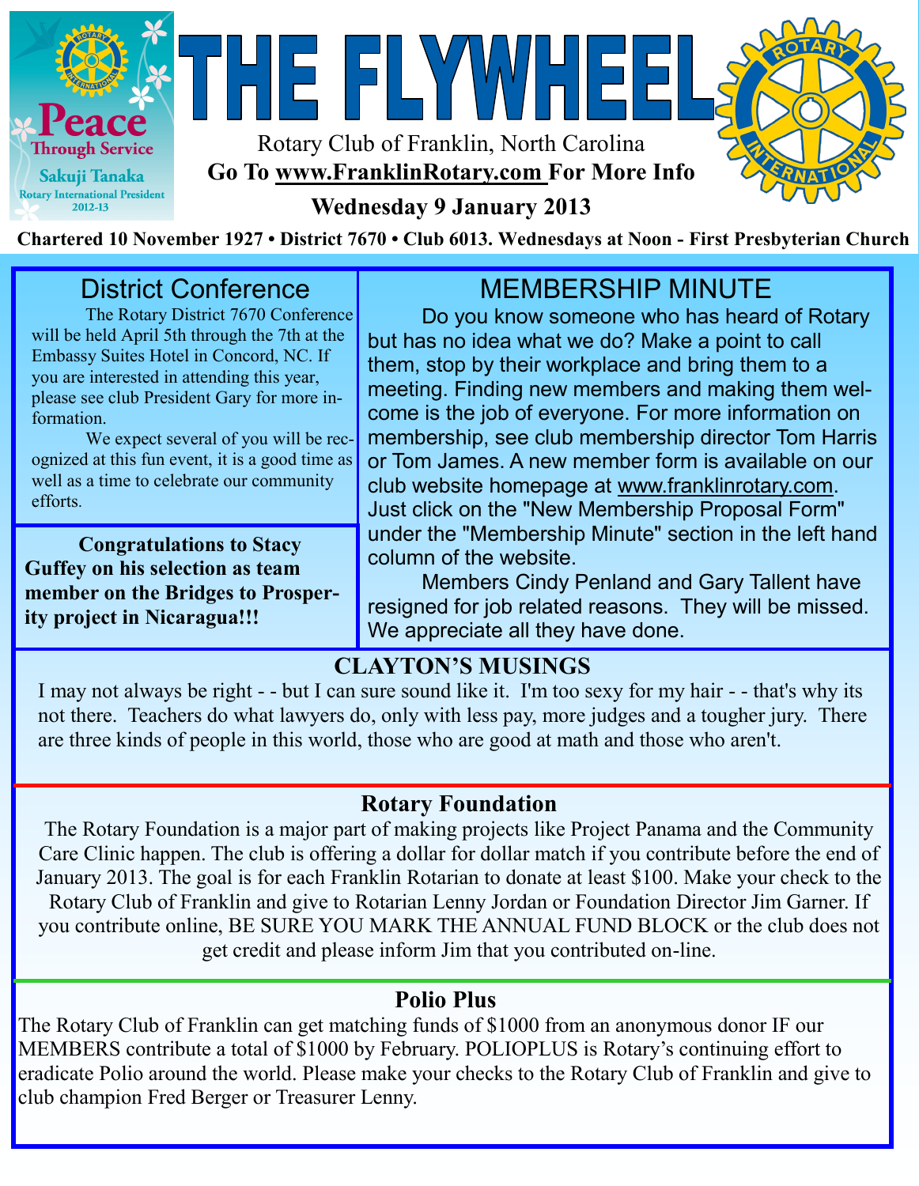# THE FLYWHEEL

Rotary Club of Franklin, North Carolina

**Go To www.FranklinRotary.com For More Info**

**Wednesday 9 January 2013**

**Chartered 10 November 1927 • District 7670 • Club 6013. Wednesdays at Noon - First Presbyterian Church**

Peace Through Service
Sakuji Tanaka
Rotary International President
2012-13

## District Conference

The Rotary District 7670 Conference will be held April 5th through the 7th at the Embassy Suites Hotel in Concord, NC. If you are interested in attending this year, please see club President Gary for more information.

We expect several of you will be recognized at this fun event, it is a good time as well as a time to celebrate our community efforts.

**Congratulations to Stacy Guffey on his selection as team member on the Bridges to Prosperity project in Nicaragua!!!**

## MEMBERSHIP MINUTE

Do you know someone who has heard of Rotary but has no idea what we do? Make a point to call them, stop by their workplace and bring them to a meeting. Finding new members and making them welcome is the job of everyone. For more information on membership, see club membership director Tom Harris or Tom James. A new member form is available on our club website homepage at www.franklinrotary.com. Just click on the "New Membership Proposal Form" under the "Membership Minute" section in the left hand column of the website.

Members Cindy Penland and Gary Tallent have resigned for job related reasons. They will be missed. We appreciate all they have done.

## CLAYTON'S MUSINGS

I may not always be right - - but I can sure sound like it. I'm too sexy for my hair - - that's why its not there. Teachers do what lawyers do, only with less pay, more judges and a tougher jury. There are three kinds of people in this world, those who are good at math and those who aren't.

## Rotary Foundation

The Rotary Foundation is a major part of making projects like Project Panama and the Community Care Clinic happen. The club is offering a dollar for dollar match if you contribute before the end of January 2013. The goal is for each Franklin Rotarian to donate at least $100. Make your check to the Rotary Club of Franklin and give to Rotarian Lenny Jordan or Foundation Director Jim Garner. If you contribute online, BE SURE YOU MARK THE ANNUAL FUND BLOCK or the club does not get credit and please inform Jim that you contributed on-line.

## Polio Plus

The Rotary Club of Franklin can get matching funds of $1000 from an anonymous donor IF our MEMBERS contribute a total of $1000 by February. POLIOPLUS is Rotary's continuing effort to eradicate Polio around the world. Please make your checks to the Rotary Club of Franklin and give to club champion Fred Berger or Treasurer Lenny.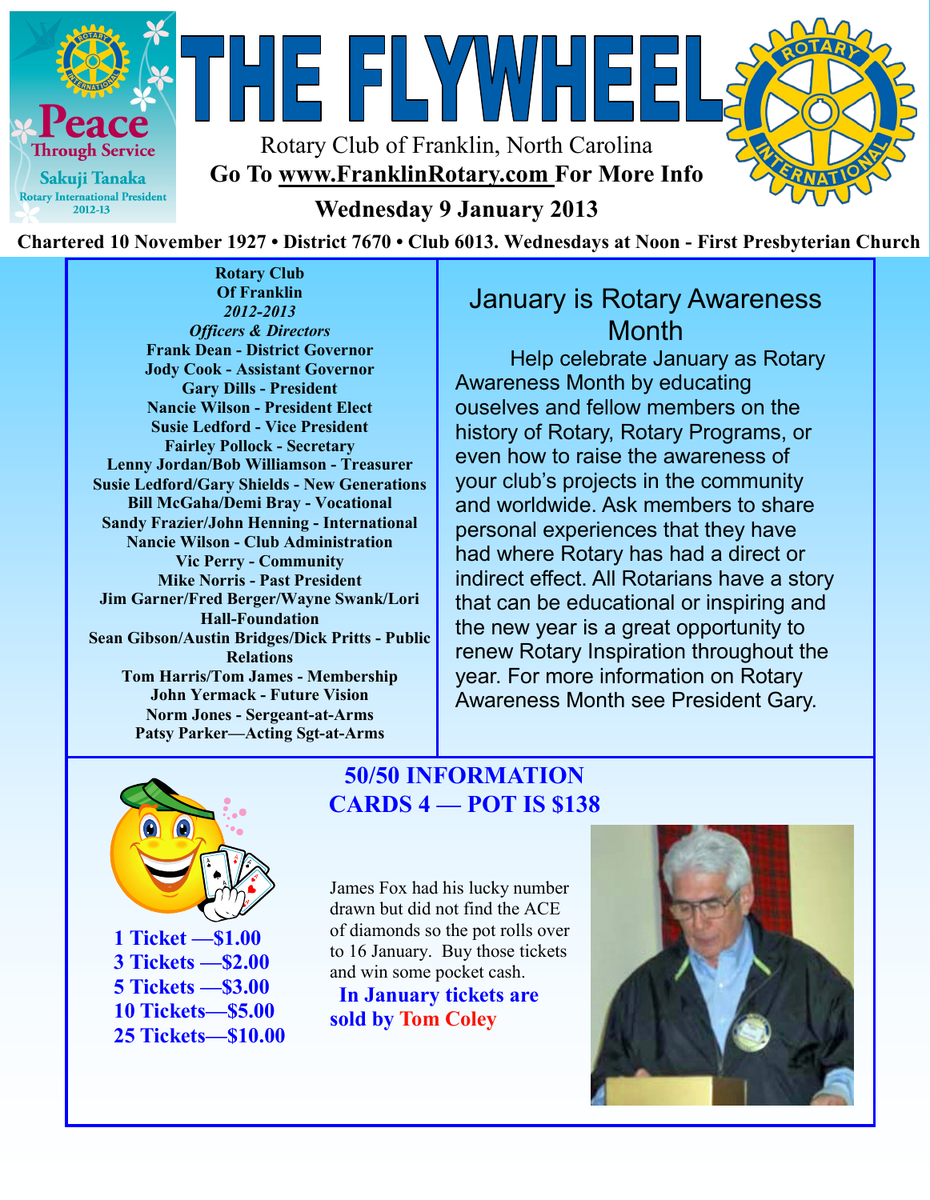# THE FLYWHEEL

Rotary Club of Franklin, North Carolina

**Go To www.FranklinRotary.com For More Info**

**Wednesday 9 January 2013**

**Chartered 10 November 1927 • District 7670 • Club 6013. Wednesdays at Noon - First Presbyterian Church**

Peace Through Service
Sakuji Tanaka
Rotary International President 2012-13

**Rotary Club**
**Of Franklin**
***2012-2013***
***Officers & Directors***

**Frank Dean - District Governor**
**Jody Cook - Assistant Governor**
**Gary Dills - President**
**Nancie Wilson - President Elect**
**Susie Ledford - Vice President**
**Fairley Pollock - Secretary**
**Lenny Jordan/Bob Williamson - Treasurer**
**Susie Ledford/Gary Shields - New Generations**
**Bill McGaha/Demi Bray - Vocational**
**Sandy Frazier/John Henning - International**
**Nancie Wilson - Club Administration**
**Vic Perry - Community**
**Mike Norris - Past President**
**Jim Garner/Fred Berger/Wayne Swank/Lori Hall-Foundation**
**Sean Gibson/Austin Bridges/Dick Pritts - Public Relations**
**Tom Harris/Tom James - Membership**
**John Yermack - Future Vision**
**Norm Jones - Sergeant-at-Arms**
**Patsy Parker—Acting Sgt-at-Arms**

## January is Rotary Awareness Month

Help celebrate January as Rotary Awareness Month by educating ouselves and fellow members on the history of Rotary, Rotary Programs, or even how to raise the awareness of your club's projects in the community and worldwide. Ask members to share personal experiences that they have had where Rotary has had a direct or indirect effect. All Rotarians have a story that can be educational or inspiring and the new year is a great opportunity to renew Rotary Inspiration throughout the year. For more information on Rotary Awareness Month see President Gary.

## 50/50 INFORMATION
## CARDS 4 — POT IS $138

**1 Ticket —$1.00**
**3 Tickets —$2.00**
**5 Tickets —$3.00**
**10 Tickets—$5.00**
**25 Tickets—$10.00**

James Fox had his lucky number drawn but did not find the ACE of diamonds so the pot rolls over to 16 January. Buy those tickets and win some pocket cash.

**In January tickets are sold by Tom Coley**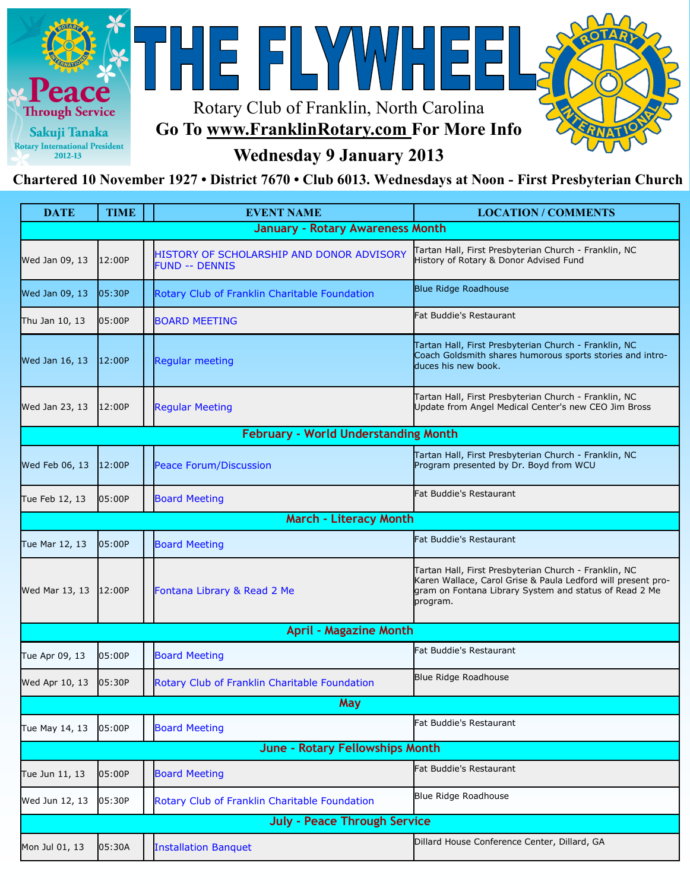# THE FLYWHEEL

Rotary Club of Franklin, North Carolina

**Go To www.FranklinRotary.com For More Info**

**Wednesday 9 January 2013**

Peace Through Service — Sakuji Tanaka, Rotary International President 2012-13

**Chartered 10 November 1927 • District 7670 • Club 6013. Wednesdays at Noon - First Presbyterian Church**

| DATE | TIME | EVENT NAME | LOCATION / COMMENTS |
|---|---|---|---|
| **January - Rotary Awareness Month** | | | |
| Wed Jan 09, 13 | 12:00P | HISTORY OF SCHOLARSHIP AND DONOR ADVISORY FUND -- DENNIS | Tartan Hall, First Presbyterian Church - Franklin, NC History of Rotary & Donor Advised Fund |
| Wed Jan 09, 13 | 05:30P | Rotary Club of Franklin Charitable Foundation | Blue Ridge Roadhouse |
| Thu Jan 10, 13 | 05:00P | BOARD MEETING | Fat Buddie's Restaurant |
| Wed Jan 16, 13 | 12:00P | Regular meeting | Tartan Hall, First Presbyterian Church - Franklin, NC Coach Goldsmith shares humorous sports stories and introduces his new book. |
| Wed Jan 23, 13 | 12:00P | Regular Meeting | Tartan Hall, First Presbyterian Church - Franklin, NC Update from Angel Medical Center's new CEO Jim Bross |
| **February - World Understanding Month** | | | |
| Wed Feb 06, 13 | 12:00P | Peace Forum/Discussion | Tartan Hall, First Presbyterian Church - Franklin, NC Program presented by Dr. Boyd from WCU |
| Tue Feb 12, 13 | 05:00P | Board Meeting | Fat Buddie's Restaurant |
| **March - Literacy Month** | | | |
| Tue Mar 12, 13 | 05:00P | Board Meeting | Fat Buddie's Restaurant |
| Wed Mar 13, 13 | 12:00P | Fontana Library & Read 2 Me | Tartan Hall, First Presbyterian Church - Franklin, NC Karen Wallace, Carol Grise & Paula Ledford will present program on Fontana Library System and status of Read 2 Me program. |
| **April - Magazine Month** | | | |
| Tue Apr 09, 13 | 05:00P | Board Meeting | Fat Buddie's Restaurant |
| Wed Apr 10, 13 | 05:30P | Rotary Club of Franklin Charitable Foundation | Blue Ridge Roadhouse |
| **May** | | | |
| Tue May 14, 13 | 05:00P | Board Meeting | Fat Buddie's Restaurant |
| **June - Rotary Fellowships Month** | | | |
| Tue Jun 11, 13 | 05:00P | Board Meeting | Fat Buddie's Restaurant |
| Wed Jun 12, 13 | 05:30P | Rotary Club of Franklin Charitable Foundation | Blue Ridge Roadhouse |
| **July - Peace Through Service** | | | |
| Mon Jul 01, 13 | 05:30A | Installation Banquet | Dillard House Conference Center, Dillard, GA |